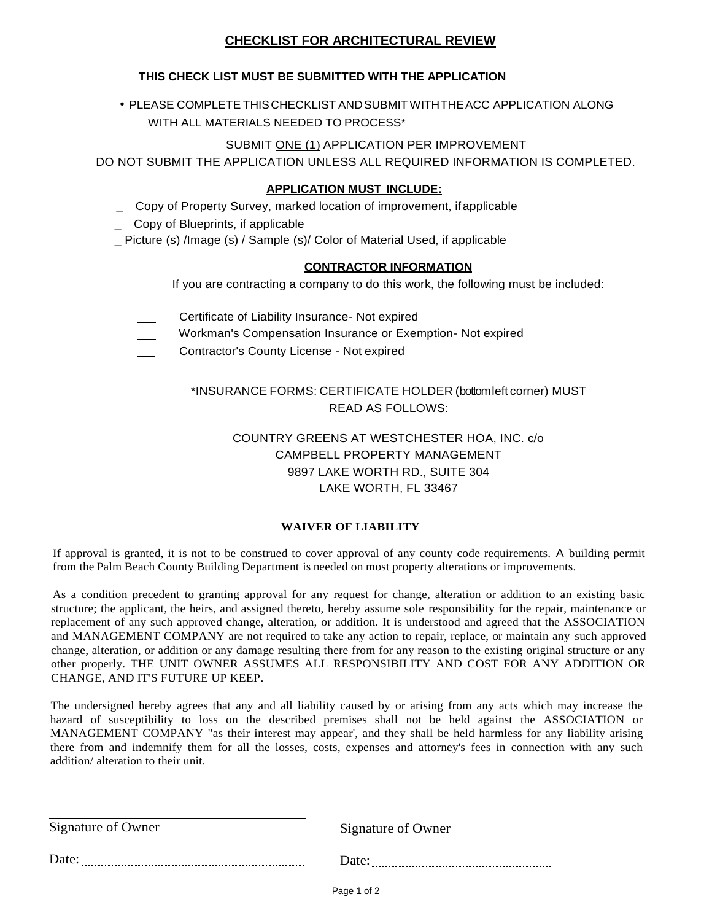## CHECKLIST FOR ARCHITECTURAL REVIEW

**THIS CHECK LIST MUST BE SUBMITTED WITH THE APPLICATION**

- PLEASE COMPLETE THIS CHECKLIST AND SUBMIT WITH THE ACC APPLICATION ALONG WITH ALL MATERIALS NEEDED TO PROCESS*

SUBMIT ONE (1) APPLICATION PER IMPROVEMENT

DO NOT SUBMIT THE APPLICATION UNLESS ALL REQUIRED INFORMATION IS COMPLETED.

**APPLICATION MUST INCLUDE:**

_ Copy of Property Survey, marked location of improvement, if applicable

_ Copy of Blueprints, if applicable

_ Picture (s) /Image (s) / Sample (s)/ Color of Material Used, if applicable

**CONTRACTOR INFORMATION**

If you are contracting a company to do this work, the following must be included:

___ Certificate of Liability Insurance- Not expired

___ Workman's Compensation Insurance or Exemption- Not expired

___ Contractor's County License - Not expired

*INSURANCE FORMS: CERTIFICATE HOLDER (bottom left corner) MUST READ AS FOLLOWS:

COUNTRY GREENS AT WESTCHESTER HOA, INC. c/o
CAMPBELL PROPERTY MANAGEMENT
9897 LAKE WORTH RD., SUITE 304
LAKE WORTH, FL 33467

**WAIVER OF LIABILITY**

If approval is granted, it is not to be construed to cover approval of any county code requirements. A building permit from the Palm Beach County Building Department is needed on most property alterations or improvements.

As a condition precedent to granting approval for any request for change, alteration or addition to an existing basic structure; the applicant, the heirs, and assigned thereto, hereby assume sole responsibility for the repair, maintenance or replacement of any such approved change, alteration, or addition. It is understood and agreed that the ASSOCIATION and MANAGEMENT COMPANY are not required to take any action to repair, replace, or maintain any such approved change, alteration, or addition or any damage resulting there from for any reason to the existing original structure or any other properly. THE UNIT OWNER ASSUMES ALL RESPONSIBILITY AND COST FOR ANY ADDITION OR CHANGE, AND IT'S FUTURE UP KEEP.

The undersigned hereby agrees that any and all liability caused by or arising from any acts which may increase the hazard of susceptibility to loss on the described premises shall not be held against the ASSOCIATION or MANAGEMENT COMPANY "as their interest may appear', and they shall be held harmless for any liability arising there from and indemnify them for all the losses, costs, expenses and attorney's fees in connection with any such addition/ alteration to their unit.

______________________________ Signature of Owner

Date: ............................................

______________________________ Signature of Owner

Date: ............................................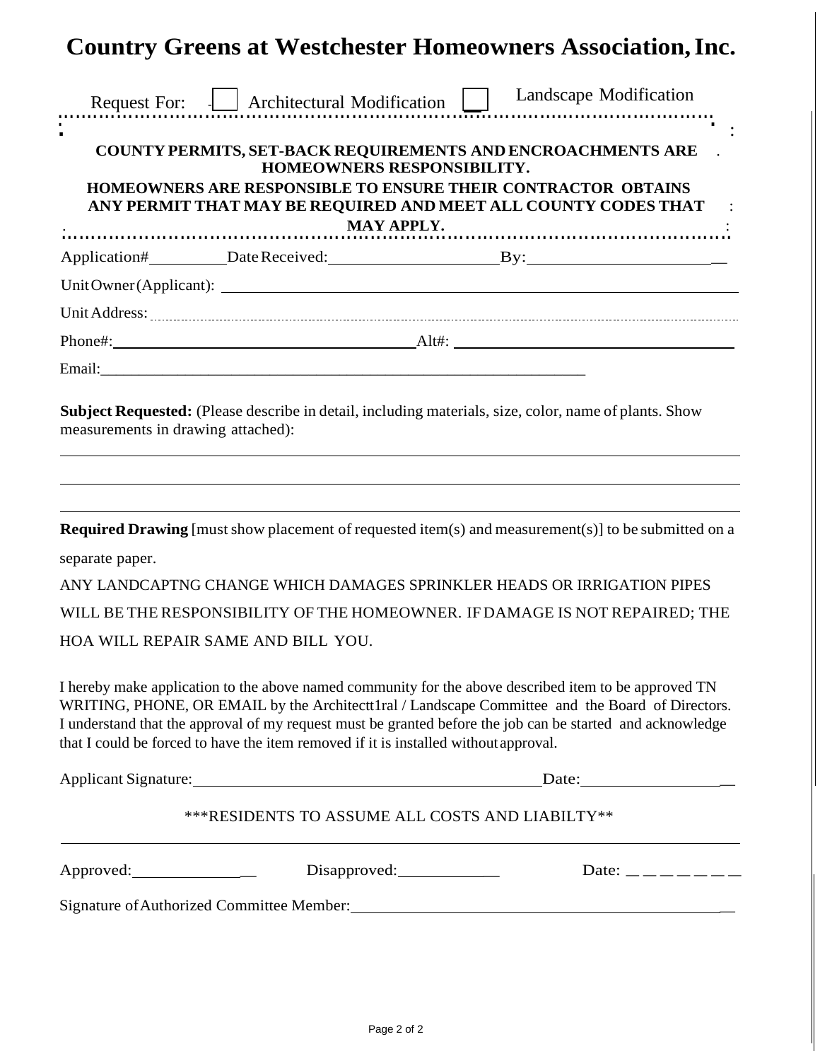// Some format-level mistakes were reproduced exactly as they appear on the page — e.g. "LANDCAPTNG", "TN WRITING", "Architectt1ral", "LIABILTY" //

# Country Greens at Westchester Homeowners Association, Inc.

Request For: ☐ Architectural Modification ☐ Landscape Modification

**COUNTY PERMITS, SET-BACK REQUIREMENTS AND ENCROACHMENTS ARE HOMEOWNERS RESPONSIBILITY.**

**HOMEOWNERS ARE RESPONSIBLE TO ENSURE THEIR CONTRACTOR OBTAINS ANY PERMIT THAT MAY BE REQUIRED AND MEET ALL COUNTY CODES THAT MAY APPLY.**

Application#\_\_\_\_\_\_\_\_\_ Date Received:\_\_\_\_\_\_\_\_\_\_\_\_\_\_\_\_\_\_\_\_ By:\_\_\_\_\_\_\_\_\_\_\_\_\_\_\_\_\_\_\_\_\_\_\_

Unit Owner (Applicant): \_\_\_\_\_\_\_\_\_\_\_\_\_\_\_\_\_\_\_\_\_\_\_\_\_\_\_\_\_\_\_\_\_\_\_\_\_\_\_\_\_\_\_\_\_\_\_\_\_\_\_\_

Unit Address: \_\_\_\_\_\_\_\_\_\_\_\_\_\_\_\_\_\_\_\_\_\_\_\_\_\_\_\_\_\_\_\_\_\_\_\_\_\_\_\_\_\_\_\_\_\_\_\_\_\_\_\_\_\_\_\_\_\_\_\_

Phone#:\_\_\_\_\_\_\_\_\_\_\_\_\_\_\_\_\_\_\_\_\_\_\_\_\_\_\_\_\_\_\_\_\_\_ Alt#: \_\_\_\_\_\_\_\_\_\_\_\_\_\_\_\_\_\_\_\_\_\_\_\_\_\_\_\_\_\_\_\_\_\_

Email:\_\_\_\_\_\_\_\_\_\_\_\_\_\_\_\_\_\_\_\_\_\_\_\_\_\_\_\_\_\_\_\_\_\_\_\_\_\_\_\_\_\_\_\_\_\_\_\_\_\_\_\_\_\_\_\_\_\_\_\_

**Subject Requested:** (Please describe in detail, including materials, size, color, name of plants. Show measurements in drawing attached):

\_\_\_\_\_\_\_\_\_\_\_\_\_\_\_\_\_\_\_\_\_\_\_\_\_\_\_\_\_\_\_\_\_\_\_\_\_\_\_\_\_\_\_\_\_\_\_\_\_\_\_\_\_\_\_\_\_\_\_\_\_\_\_\_\_\_\_\_\_\_\_\_\_\_\_\_\_\_\_\_

\_\_\_\_\_\_\_\_\_\_\_\_\_\_\_\_\_\_\_\_\_\_\_\_\_\_\_\_\_\_\_\_\_\_\_\_\_\_\_\_\_\_\_\_\_\_\_\_\_\_\_\_\_\_\_\_\_\_\_\_\_\_\_\_\_\_\_\_\_\_\_\_\_\_\_\_\_\_\_\_

\_\_\_\_\_\_\_\_\_\_\_\_\_\_\_\_\_\_\_\_\_\_\_\_\_\_\_\_\_\_\_\_\_\_\_\_\_\_\_\_\_\_\_\_\_\_\_\_\_\_\_\_\_\_\_\_\_\_\_\_\_\_\_\_\_\_\_\_\_\_\_\_\_\_\_\_\_\_\_\_

**Required Drawing** [must show placement of requested item(s) and measurement(s)] to be submitted on a separate paper.

ANY LANDCAPTNG CHANGE WHICH DAMAGES SPRINKLER HEADS OR IRRIGATION PIPES WILL BE THE RESPONSIBILITY OF THE HOMEOWNER. IF DAMAGE IS NOT REPAIRED; THE HOA WILL REPAIR SAME AND BILL YOU.

I hereby make application to the above named community for the above described item to be approved TN WRITING, PHONE, OR EMAIL by the Architectt1ral / Landscape Committee and the Board of Directors. I understand that the approval of my request must be granted before the job can be started and acknowledge that I could be forced to have the item removed if it is installed without approval.

Applicant Signature:\_\_\_\_\_\_\_\_\_\_\_\_\_\_\_\_\_\_\_\_\_\_\_\_\_\_\_\_\_\_\_\_\_\_\_\_\_\_\_\_\_\_ Date:\_\_\_\_\_\_\_\_\_\_\_\_\_\_\_\_\_\_

\*\*\*RESIDENTS TO ASSUME ALL COSTS AND LIABILTY\*\*

Approved:\_\_\_\_\_\_\_\_\_\_\_\_\_\_\_ Disapproved:\_\_\_\_\_\_\_\_\_\_\_\_\_ Date: \_ \_ \_ \_ \_ \_ \_

Signature of Authorized Committee Member:\_\_\_\_\_\_\_\_\_\_\_\_\_\_\_\_\_\_\_\_\_\_\_\_\_\_\_\_\_\_\_\_\_\_\_\_\_\_\_\_\_\_\_\_\_\_\_